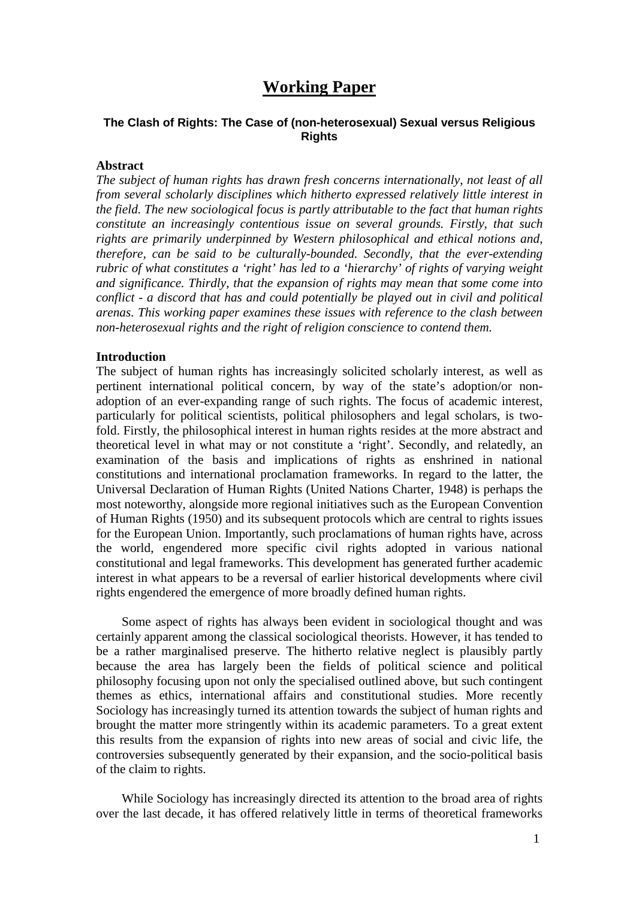# Working Paper

### The Clash of Rights: The Case of (non-heterosexual) Sexual versus Religious Rights

**Abstract**

*The subject of human rights has drawn fresh concerns internationally, not least of all from several scholarly disciplines which hitherto expressed relatively little interest in the field. The new sociological focus is partly attributable to the fact that human rights constitute an increasingly contentious issue on several grounds. Firstly, that such rights are primarily underpinned by Western philosophical and ethical notions and, therefore, can be said to be culturally-bounded. Secondly, that the ever-extending rubric of what constitutes a 'right' has led to a 'hierarchy' of rights of varying weight and significance. Thirdly, that the expansion of rights may mean that some come into conflict - a discord that has and could potentially be played out in civil and political arenas. This working paper examines these issues with reference to the clash between non-heterosexual rights and the right of religion conscience to contend them.*

**Introduction**

The subject of human rights has increasingly solicited scholarly interest, as well as pertinent international political concern, by way of the state's adoption/or non-adoption of an ever-expanding range of such rights. The focus of academic interest, particularly for political scientists, political philosophers and legal scholars, is two-fold. Firstly, the philosophical interest in human rights resides at the more abstract and theoretical level in what may or not constitute a 'right'. Secondly, and relatedly, an examination of the basis and implications of rights as enshrined in national constitutions and international proclamation frameworks. In regard to the latter, the Universal Declaration of Human Rights (United Nations Charter, 1948) is perhaps the most noteworthy, alongside more regional initiatives such as the European Convention of Human Rights (1950) and its subsequent protocols which are central to rights issues for the European Union. Importantly, such proclamations of human rights have, across the world, engendered more specific civil rights adopted in various national constitutional and legal frameworks. This development has generated further academic interest in what appears to be a reversal of earlier historical developments where civil rights engendered the emergence of more broadly defined human rights.

Some aspect of rights has always been evident in sociological thought and was certainly apparent among the classical sociological theorists. However, it has tended to be a rather marginalised preserve. The hitherto relative neglect is plausibly partly because the area has largely been the fields of political science and political philosophy focusing upon not only the specialised outlined above, but such contingent themes as ethics, international affairs and constitutional studies. More recently Sociology has increasingly turned its attention towards the subject of human rights and brought the matter more stringently within its academic parameters. To a great extent this results from the expansion of rights into new areas of social and civic life, the controversies subsequently generated by their expansion, and the socio-political basis of the claim to rights.

While Sociology has increasingly directed its attention to the broad area of rights over the last decade, it has offered relatively little in terms of theoretical frameworks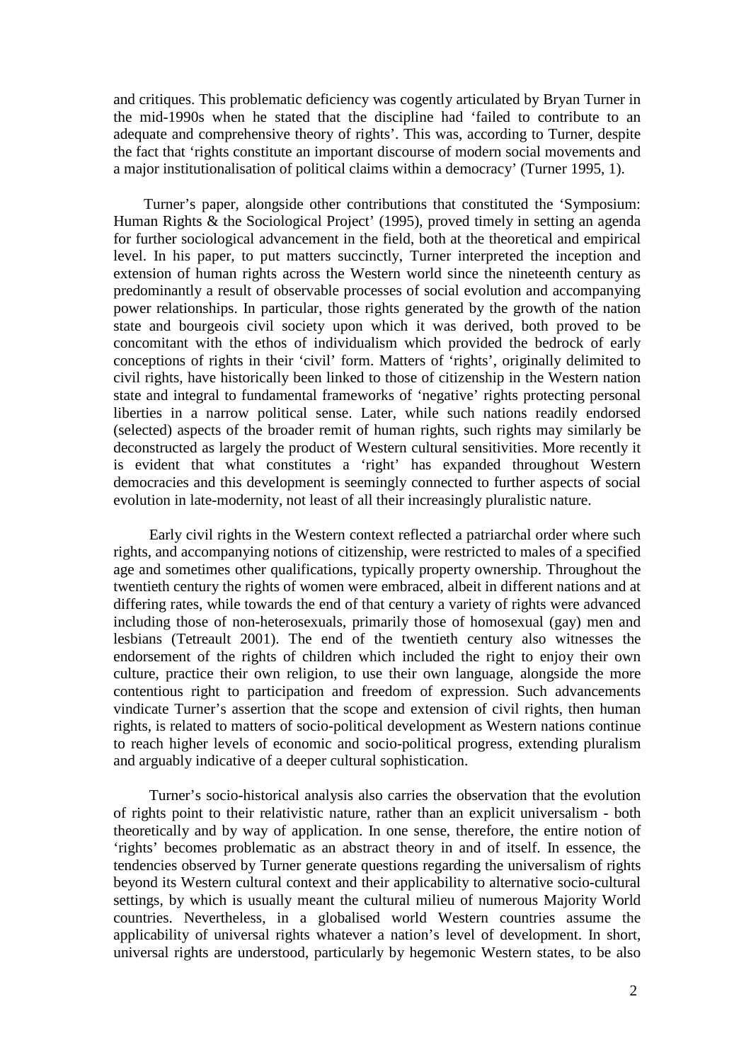and critiques. This problematic deficiency was cogently articulated by Bryan Turner in the mid-1990s when he stated that the discipline had 'failed to contribute to an adequate and comprehensive theory of rights'. This was, according to Turner, despite the fact that 'rights constitute an important discourse of modern social movements and a major institutionalisation of political claims within a democracy' (Turner 1995, 1).

Turner's paper, alongside other contributions that constituted the 'Symposium: Human Rights & the Sociological Project' (1995), proved timely in setting an agenda for further sociological advancement in the field, both at the theoretical and empirical level. In his paper, to put matters succinctly, Turner interpreted the inception and extension of human rights across the Western world since the nineteenth century as predominantly a result of observable processes of social evolution and accompanying power relationships. In particular, those rights generated by the growth of the nation state and bourgeois civil society upon which it was derived, both proved to be concomitant with the ethos of individualism which provided the bedrock of early conceptions of rights in their 'civil' form. Matters of 'rights', originally delimited to civil rights, have historically been linked to those of citizenship in the Western nation state and integral to fundamental frameworks of 'negative' rights protecting personal liberties in a narrow political sense. Later, while such nations readily endorsed (selected) aspects of the broader remit of human rights, such rights may similarly be deconstructed as largely the product of Western cultural sensitivities. More recently it is evident that what constitutes a 'right' has expanded throughout Western democracies and this development is seemingly connected to further aspects of social evolution in late-modernity, not least of all their increasingly pluralistic nature.

Early civil rights in the Western context reflected a patriarchal order where such rights, and accompanying notions of citizenship, were restricted to males of a specified age and sometimes other qualifications, typically property ownership. Throughout the twentieth century the rights of women were embraced, albeit in different nations and at differing rates, while towards the end of that century a variety of rights were advanced including those of non-heterosexuals, primarily those of homosexual (gay) men and lesbians (Tetreault 2001). The end of the twentieth century also witnesses the endorsement of the rights of children which included the right to enjoy their own culture, practice their own religion, to use their own language, alongside the more contentious right to participation and freedom of expression. Such advancements vindicate Turner's assertion that the scope and extension of civil rights, then human rights, is related to matters of socio-political development as Western nations continue to reach higher levels of economic and socio-political progress, extending pluralism and arguably indicative of a deeper cultural sophistication.

Turner's socio-historical analysis also carries the observation that the evolution of rights point to their relativistic nature, rather than an explicit universalism - both theoretically and by way of application. In one sense, therefore, the entire notion of 'rights' becomes problematic as an abstract theory in and of itself. In essence, the tendencies observed by Turner generate questions regarding the universalism of rights beyond its Western cultural context and their applicability to alternative socio-cultural settings, by which is usually meant the cultural milieu of numerous Majority World countries. Nevertheless, in a globalised world Western countries assume the applicability of universal rights whatever a nation's level of development. In short, universal rights are understood, particularly by hegemonic Western states, to be also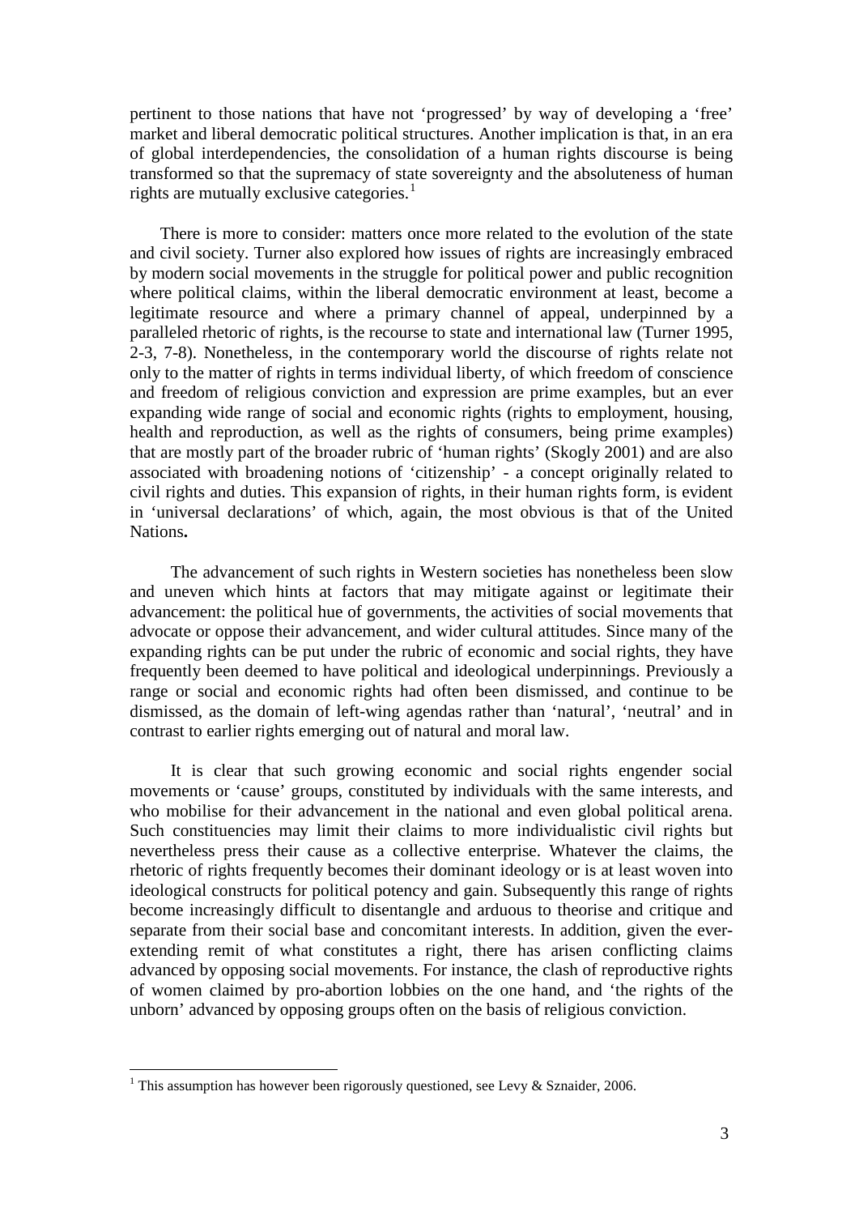pertinent to those nations that have not 'progressed' by way of developing a 'free' market and liberal democratic political structures. Another implication is that, in an era of global interdependencies, the consolidation of a human rights discourse is being transformed so that the supremacy of state sovereignty and the absoluteness of human rights are mutually exclusive categories.[1]

There is more to consider: matters once more related to the evolution of the state and civil society. Turner also explored how issues of rights are increasingly embraced by modern social movements in the struggle for political power and public recognition where political claims, within the liberal democratic environment at least, become a legitimate resource and where a primary channel of appeal, underpinned by a paralleled rhetoric of rights, is the recourse to state and international law (Turner 1995, 2-3, 7-8). Nonetheless, in the contemporary world the discourse of rights relate not only to the matter of rights in terms individual liberty, of which freedom of conscience and freedom of religious conviction and expression are prime examples, but an ever expanding wide range of social and economic rights (rights to employment, housing, health and reproduction, as well as the rights of consumers, being prime examples) that are mostly part of the broader rubric of 'human rights' (Skogly 2001) and are also associated with broadening notions of 'citizenship' - a concept originally related to civil rights and duties. This expansion of rights, in their human rights form, is evident in 'universal declarations' of which, again, the most obvious is that of the United Nations**.**

The advancement of such rights in Western societies has nonetheless been slow and uneven which hints at factors that may mitigate against or legitimate their advancement: the political hue of governments, the activities of social movements that advocate or oppose their advancement, and wider cultural attitudes. Since many of the expanding rights can be put under the rubric of economic and social rights, they have frequently been deemed to have political and ideological underpinnings. Previously a range or social and economic rights had often been dismissed, and continue to be dismissed, as the domain of left-wing agendas rather than 'natural', 'neutral' and in contrast to earlier rights emerging out of natural and moral law.

It is clear that such growing economic and social rights engender social movements or 'cause' groups, constituted by individuals with the same interests, and who mobilise for their advancement in the national and even global political arena. Such constituencies may limit their claims to more individualistic civil rights but nevertheless press their cause as a collective enterprise. Whatever the claims, the rhetoric of rights frequently becomes their dominant ideology or is at least woven into ideological constructs for political potency and gain. Subsequently this range of rights become increasingly difficult to disentangle and arduous to theorise and critique and separate from their social base and concomitant interests. In addition, given the ever-extending remit of what constitutes a right, there has arisen conflicting claims advanced by opposing social movements. For instance, the clash of reproductive rights of women claimed by pro-abortion lobbies on the one hand, and 'the rights of the unborn' advanced by opposing groups often on the basis of religious conviction.

---

[1] This assumption has however been rigorously questioned, see Levy & Sznaider, 2006.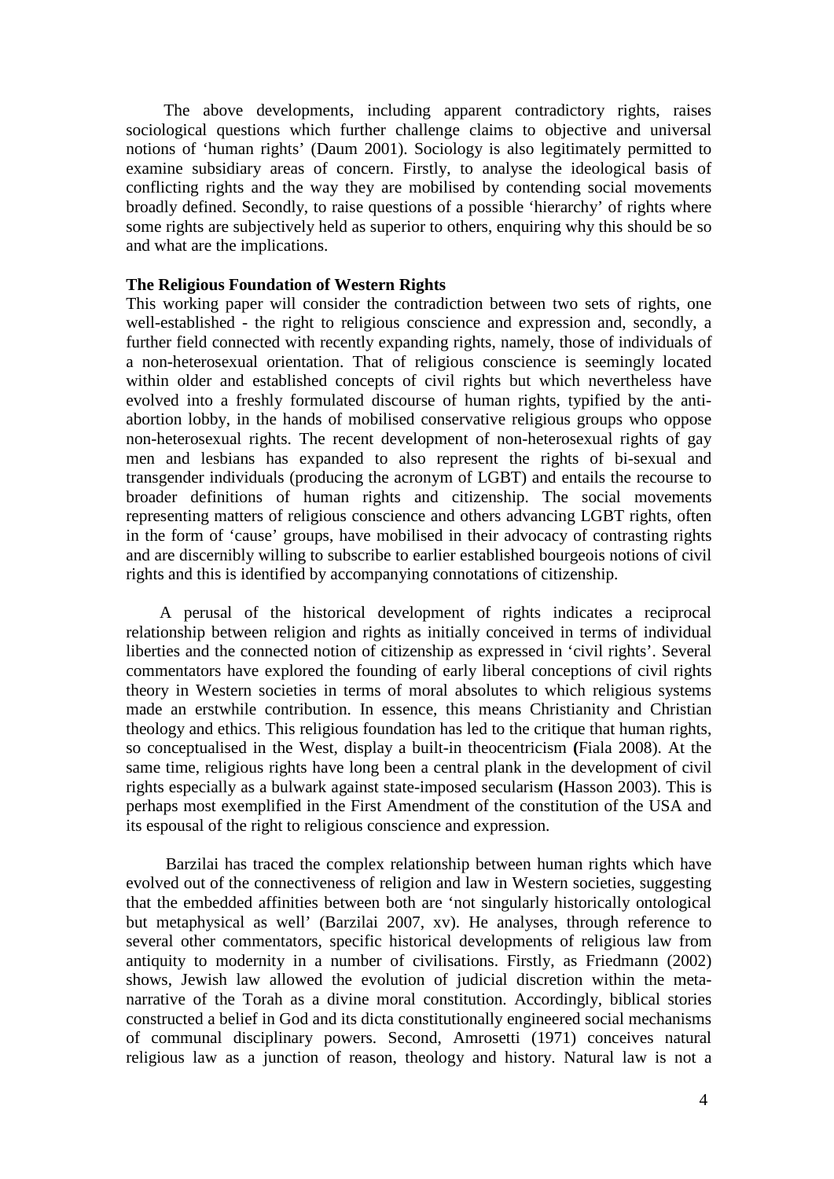The above developments, including apparent contradictory rights, raises sociological questions which further challenge claims to objective and universal notions of 'human rights' (Daum 2001). Sociology is also legitimately permitted to examine subsidiary areas of concern. Firstly, to analyse the ideological basis of conflicting rights and the way they are mobilised by contending social movements broadly defined. Secondly, to raise questions of a possible 'hierarchy' of rights where some rights are subjectively held as superior to others, enquiring why this should be so and what are the implications.

**The Religious Foundation of Western Rights**

This working paper will consider the contradiction between two sets of rights, one well-established - the right to religious conscience and expression and, secondly, a further field connected with recently expanding rights, namely, those of individuals of a non-heterosexual orientation. That of religious conscience is seemingly located within older and established concepts of civil rights but which nevertheless have evolved into a freshly formulated discourse of human rights, typified by the anti-abortion lobby, in the hands of mobilised conservative religious groups who oppose non-heterosexual rights. The recent development of non-heterosexual rights of gay men and lesbians has expanded to also represent the rights of bi-sexual and transgender individuals (producing the acronym of LGBT) and entails the recourse to broader definitions of human rights and citizenship. The social movements representing matters of religious conscience and others advancing LGBT rights, often in the form of 'cause' groups, have mobilised in their advocacy of contrasting rights and are discernibly willing to subscribe to earlier established bourgeois notions of civil rights and this is identified by accompanying connotations of citizenship.

A perusal of the historical development of rights indicates a reciprocal relationship between religion and rights as initially conceived in terms of individual liberties and the connected notion of citizenship as expressed in 'civil rights'. Several commentators have explored the founding of early liberal conceptions of civil rights theory in Western societies in terms of moral absolutes to which religious systems made an erstwhile contribution. In essence, this means Christianity and Christian theology and ethics. This religious foundation has led to the critique that human rights, so conceptualised in the West, display a built-in theocentricism **(**Fiala 2008). At the same time, religious rights have long been a central plank in the development of civil rights especially as a bulwark against state-imposed secularism **(**Hasson 2003). This is perhaps most exemplified in the First Amendment of the constitution of the USA and its espousal of the right to religious conscience and expression.

Barzilai has traced the complex relationship between human rights which have evolved out of the connectiveness of religion and law in Western societies, suggesting that the embedded affinities between both are 'not singularly historically ontological but metaphysical as well' (Barzilai 2007, xv). He analyses, through reference to several other commentators, specific historical developments of religious law from antiquity to modernity in a number of civilisations. Firstly, as Friedmann (2002) shows, Jewish law allowed the evolution of judicial discretion within the meta-narrative of the Torah as a divine moral constitution. Accordingly, biblical stories constructed a belief in God and its dicta constitutionally engineered social mechanisms of communal disciplinary powers. Second, Amrosetti (1971) conceives natural religious law as a junction of reason, theology and history. Natural law is not a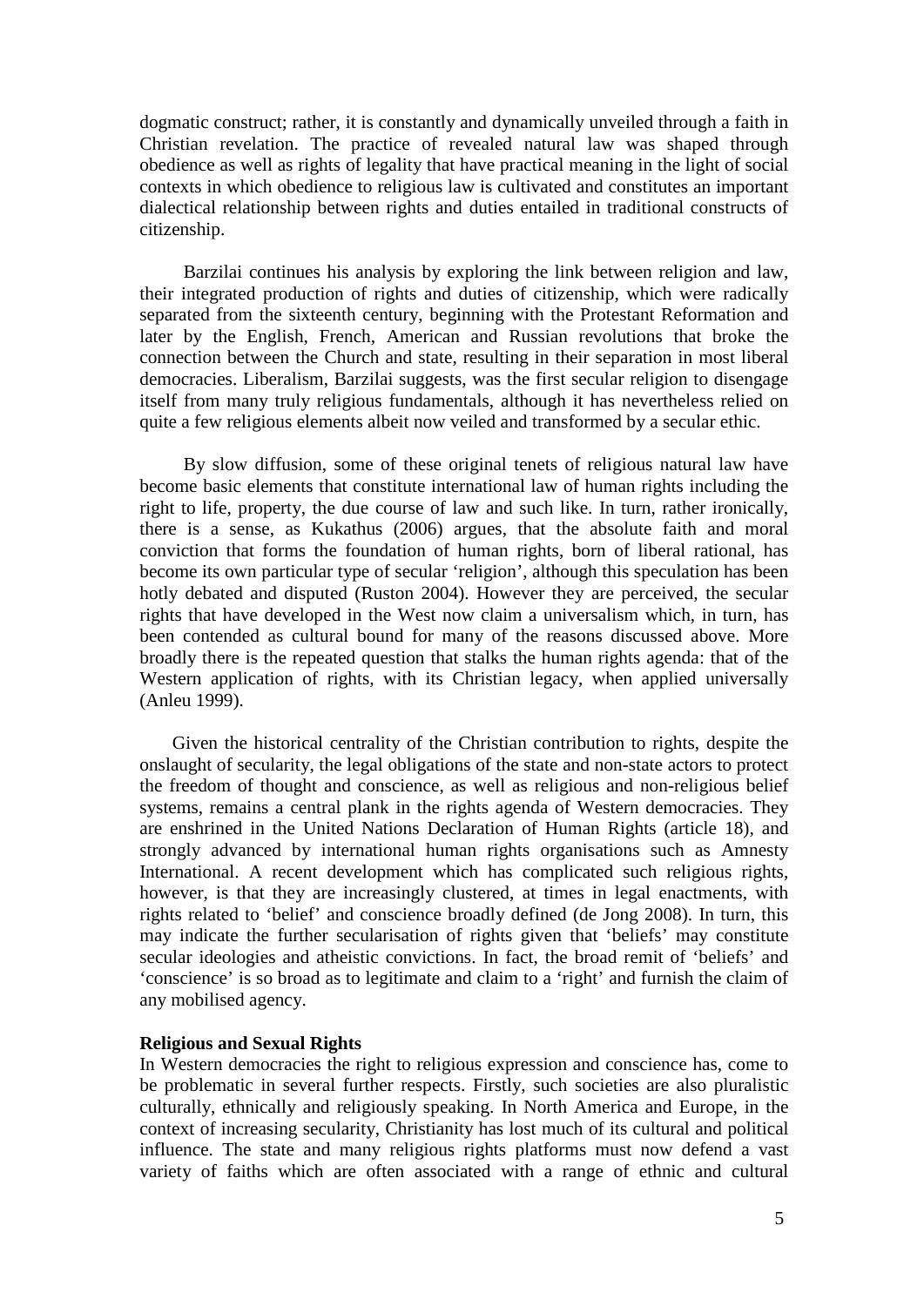dogmatic construct; rather, it is constantly and dynamically unveiled through a faith in Christian revelation. The practice of revealed natural law was shaped through obedience as well as rights of legality that have practical meaning in the light of social contexts in which obedience to religious law is cultivated and constitutes an important dialectical relationship between rights and duties entailed in traditional constructs of citizenship.

Barzilai continues his analysis by exploring the link between religion and law, their integrated production of rights and duties of citizenship, which were radically separated from the sixteenth century, beginning with the Protestant Reformation and later by the English, French, American and Russian revolutions that broke the connection between the Church and state, resulting in their separation in most liberal democracies. Liberalism, Barzilai suggests, was the first secular religion to disengage itself from many truly religious fundamentals, although it has nevertheless relied on quite a few religious elements albeit now veiled and transformed by a secular ethic.

By slow diffusion, some of these original tenets of religious natural law have become basic elements that constitute international law of human rights including the right to life, property, the due course of law and such like. In turn, rather ironically, there is a sense, as Kukathus (2006) argues, that the absolute faith and moral conviction that forms the foundation of human rights, born of liberal rational, has become its own particular type of secular 'religion', although this speculation has been hotly debated and disputed (Ruston 2004). However they are perceived, the secular rights that have developed in the West now claim a universalism which, in turn, has been contended as cultural bound for many of the reasons discussed above. More broadly there is the repeated question that stalks the human rights agenda: that of the Western application of rights, with its Christian legacy, when applied universally (Anleu 1999).

Given the historical centrality of the Christian contribution to rights, despite the onslaught of secularity, the legal obligations of the state and non-state actors to protect the freedom of thought and conscience, as well as religious and non-religious belief systems, remains a central plank in the rights agenda of Western democracies. They are enshrined in the United Nations Declaration of Human Rights (article 18), and strongly advanced by international human rights organisations such as Amnesty International. A recent development which has complicated such religious rights, however, is that they are increasingly clustered, at times in legal enactments, with rights related to 'belief' and conscience broadly defined (de Jong 2008). In turn, this may indicate the further secularisation of rights given that 'beliefs' may constitute secular ideologies and atheistic convictions. In fact, the broad remit of 'beliefs' and 'conscience' is so broad as to legitimate and claim to a 'right' and furnish the claim of any mobilised agency.

**Religious and Sexual Rights**

In Western democracies the right to religious expression and conscience has, come to be problematic in several further respects. Firstly, such societies are also pluralistic culturally, ethnically and religiously speaking. In North America and Europe, in the context of increasing secularity, Christianity has lost much of its cultural and political influence. The state and many religious rights platforms must now defend a vast variety of faiths which are often associated with a range of ethnic and cultural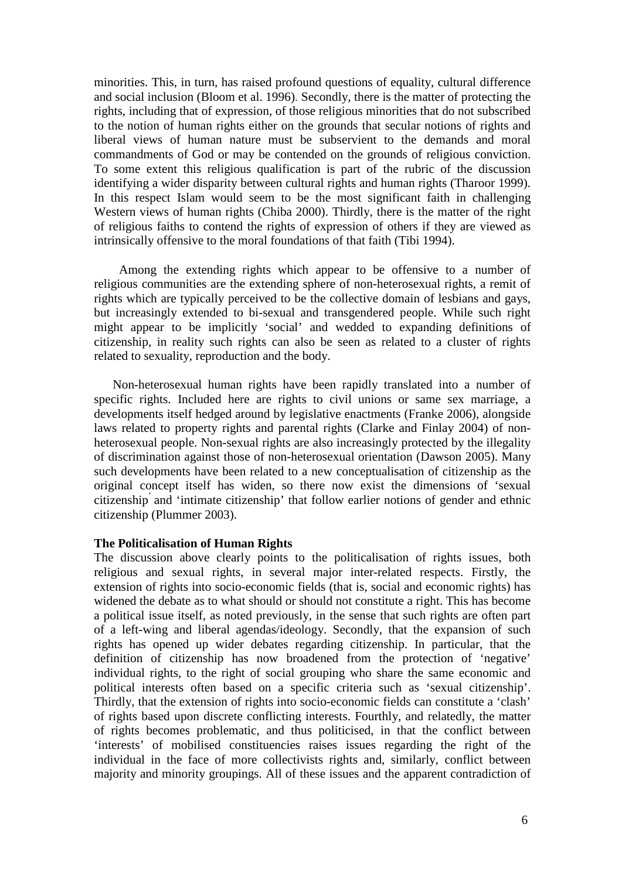minorities. This, in turn, has raised profound questions of equality, cultural difference and social inclusion (Bloom et al. 1996). Secondly, there is the matter of protecting the rights, including that of expression, of those religious minorities that do not subscribed to the notion of human rights either on the grounds that secular notions of rights and liberal views of human nature must be subservient to the demands and moral commandments of God or may be contended on the grounds of religious conviction. To some extent this religious qualification is part of the rubric of the discussion identifying a wider disparity between cultural rights and human rights (Tharoor 1999). In this respect Islam would seem to be the most significant faith in challenging Western views of human rights (Chiba 2000). Thirdly, there is the matter of the right of religious faiths to contend the rights of expression of others if they are viewed as intrinsically offensive to the moral foundations of that faith (Tibi 1994).

Among the extending rights which appear to be offensive to a number of religious communities are the extending sphere of non-heterosexual rights, a remit of rights which are typically perceived to be the collective domain of lesbians and gays, but increasingly extended to bi-sexual and transgendered people. While such right might appear to be implicitly 'social' and wedded to expanding definitions of citizenship, in reality such rights can also be seen as related to a cluster of rights related to sexuality, reproduction and the body.

Non-heterosexual human rights have been rapidly translated into a number of specific rights. Included here are rights to civil unions or same sex marriage, a developments itself hedged around by legislative enactments (Franke 2006), alongside laws related to property rights and parental rights (Clarke and Finlay 2004) of non-heterosexual people. Non-sexual rights are also increasingly protected by the illegality of discrimination against those of non-heterosexual orientation (Dawson 2005). Many such developments have been related to a new conceptualisation of citizenship as the original concept itself has widen, so there now exist the dimensions of 'sexual citizenship' and 'intimate citizenship' that follow earlier notions of gender and ethnic citizenship (Plummer 2003).

**The Politicalisation of Human Rights**

The discussion above clearly points to the politicalisation of rights issues, both religious and sexual rights, in several major inter-related respects. Firstly, the extension of rights into socio-economic fields (that is, social and economic rights) has widened the debate as to what should or should not constitute a right. This has become a political issue itself, as noted previously, in the sense that such rights are often part of a left-wing and liberal agendas/ideology. Secondly, that the expansion of such rights has opened up wider debates regarding citizenship. In particular, that the definition of citizenship has now broadened from the protection of 'negative' individual rights, to the right of social grouping who share the same economic and political interests often based on a specific criteria such as 'sexual citizenship'. Thirdly, that the extension of rights into socio-economic fields can constitute a 'clash' of rights based upon discrete conflicting interests. Fourthly, and relatedly, the matter of rights becomes problematic, and thus politicised, in that the conflict between 'interests' of mobilised constituencies raises issues regarding the right of the individual in the face of more collectivists rights and, similarly, conflict between majority and minority groupings. All of these issues and the apparent contradiction of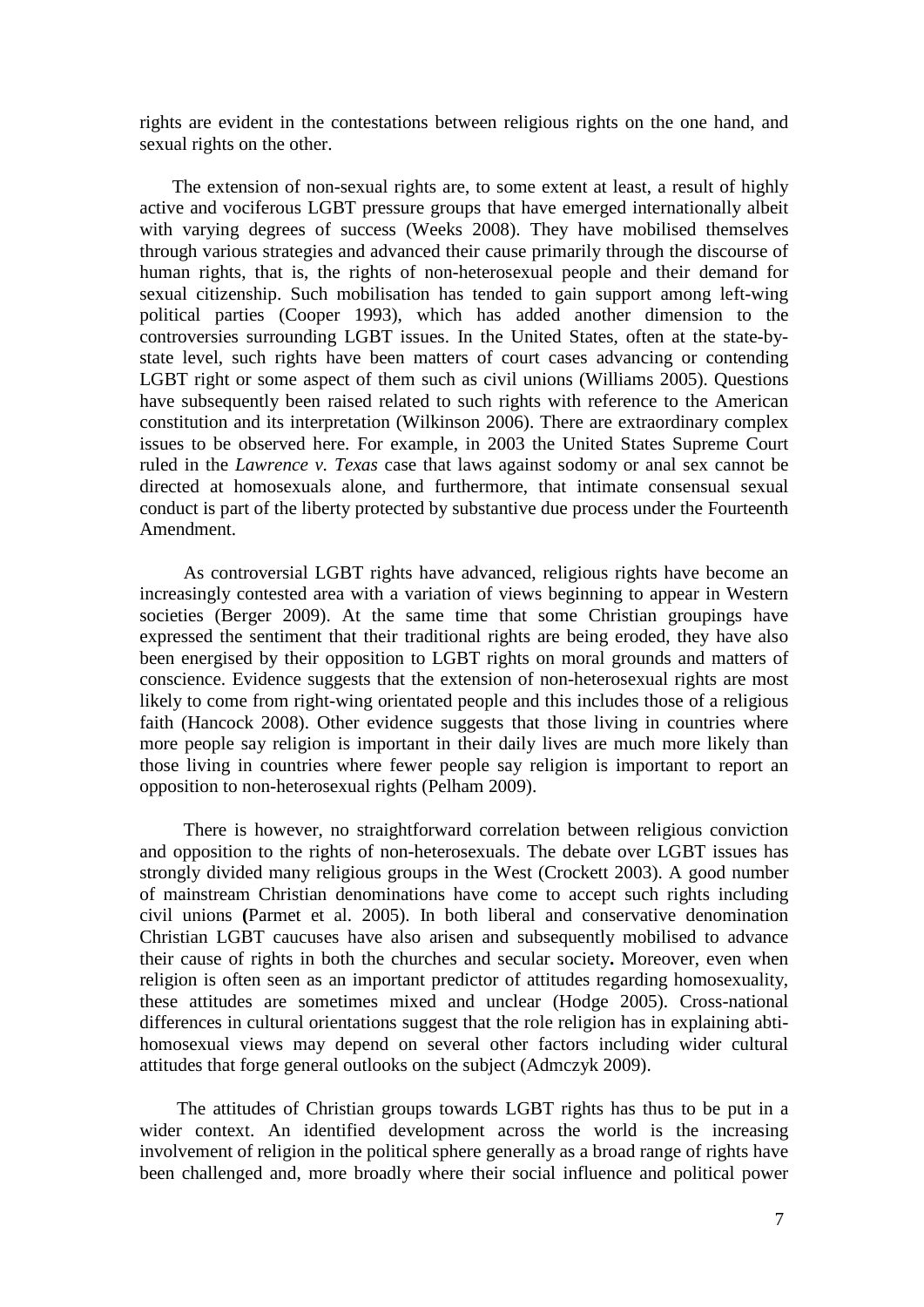rights are evident in the contestations between religious rights on the one hand, and sexual rights on the other.

The extension of non-sexual rights are, to some extent at least, a result of highly active and vociferous LGBT pressure groups that have emerged internationally albeit with varying degrees of success (Weeks 2008). They have mobilised themselves through various strategies and advanced their cause primarily through the discourse of human rights, that is, the rights of non-heterosexual people and their demand for sexual citizenship. Such mobilisation has tended to gain support among left-wing political parties (Cooper 1993), which has added another dimension to the controversies surrounding LGBT issues. In the United States, often at the state-by-state level, such rights have been matters of court cases advancing or contending LGBT right or some aspect of them such as civil unions (Williams 2005). Questions have subsequently been raised related to such rights with reference to the American constitution and its interpretation (Wilkinson 2006). There are extraordinary complex issues to be observed here. For example, in 2003 the United States Supreme Court ruled in the *Lawrence v. Texas* case that laws against sodomy or anal sex cannot be directed at homosexuals alone, and furthermore, that intimate consensual sexual conduct is part of the liberty protected by substantive due process under the Fourteenth Amendment.

As controversial LGBT rights have advanced, religious rights have become an increasingly contested area with a variation of views beginning to appear in Western societies (Berger 2009). At the same time that some Christian groupings have expressed the sentiment that their traditional rights are being eroded, they have also been energised by their opposition to LGBT rights on moral grounds and matters of conscience. Evidence suggests that the extension of non-heterosexual rights are most likely to come from right-wing orientated people and this includes those of a religious faith (Hancock 2008). Other evidence suggests that those living in countries where more people say religion is important in their daily lives are much more likely than those living in countries where fewer people say religion is important to report an opposition to non-heterosexual rights (Pelham 2009).

There is however, no straightforward correlation between religious conviction and opposition to the rights of non-heterosexuals. The debate over LGBT issues has strongly divided many religious groups in the West (Crockett 2003). A good number of mainstream Christian denominations have come to accept such rights including civil unions (Parmet et al. 2005). In both liberal and conservative denomination Christian LGBT caucuses have also arisen and subsequently mobilised to advance their cause of rights in both the churches and secular society. Moreover, even when religion is often seen as an important predictor of attitudes regarding homosexuality, these attitudes are sometimes mixed and unclear (Hodge 2005). Cross-national differences in cultural orientations suggest that the role religion has in explaining abti-homosexual views may depend on several other factors including wider cultural attitudes that forge general outlooks on the subject (Admczyk 2009).

The attitudes of Christian groups towards LGBT rights has thus to be put in a wider context. An identified development across the world is the increasing involvement of religion in the political sphere generally as a broad range of rights have been challenged and, more broadly where their social influence and political power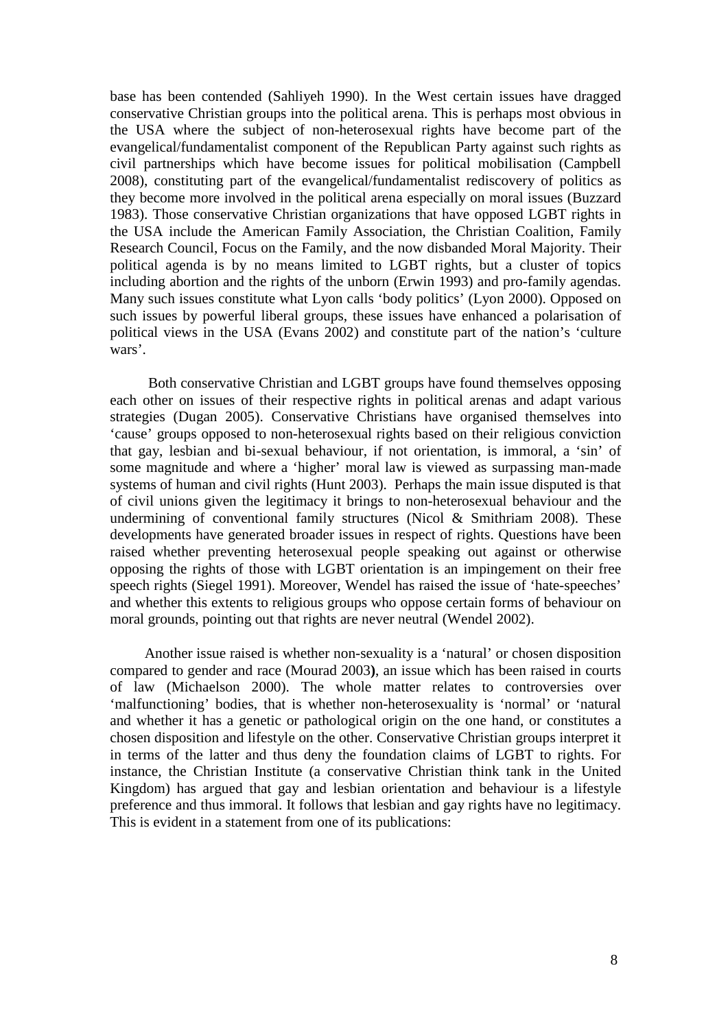base has been contended (Sahliyeh 1990). In the West certain issues have dragged conservative Christian groups into the political arena. This is perhaps most obvious in the USA where the subject of non-heterosexual rights have become part of the evangelical/fundamentalist component of the Republican Party against such rights as civil partnerships which have become issues for political mobilisation (Campbell 2008), constituting part of the evangelical/fundamentalist rediscovery of politics as they become more involved in the political arena especially on moral issues (Buzzard 1983). Those conservative Christian organizations that have opposed LGBT rights in the USA include the American Family Association, the Christian Coalition, Family Research Council, Focus on the Family, and the now disbanded Moral Majority. Their political agenda is by no means limited to LGBT rights, but a cluster of topics including abortion and the rights of the unborn (Erwin 1993) and pro-family agendas. Many such issues constitute what Lyon calls 'body politics' (Lyon 2000). Opposed on such issues by powerful liberal groups, these issues have enhanced a polarisation of political views in the USA (Evans 2002) and constitute part of the nation's 'culture wars'.

Both conservative Christian and LGBT groups have found themselves opposing each other on issues of their respective rights in political arenas and adapt various strategies (Dugan 2005). Conservative Christians have organised themselves into 'cause' groups opposed to non-heterosexual rights based on their religious conviction that gay, lesbian and bi-sexual behaviour, if not orientation, is immoral, a 'sin' of some magnitude and where a 'higher' moral law is viewed as surpassing man-made systems of human and civil rights (Hunt 2003). Perhaps the main issue disputed is that of civil unions given the legitimacy it brings to non-heterosexual behaviour and the undermining of conventional family structures (Nicol & Smithriam 2008). These developments have generated broader issues in respect of rights. Questions have been raised whether preventing heterosexual people speaking out against or otherwise opposing the rights of those with LGBT orientation is an impingement on their free speech rights (Siegel 1991). Moreover, Wendel has raised the issue of 'hate-speeches' and whether this extents to religious groups who oppose certain forms of behaviour on moral grounds, pointing out that rights are never neutral (Wendel 2002).

Another issue raised is whether non-sexuality is a 'natural' or chosen disposition compared to gender and race (Mourad 2003**)**, an issue which has been raised in courts of law (Michaelson 2000). The whole matter relates to controversies over 'malfunctioning' bodies, that is whether non-heterosexuality is 'normal' or 'natural and whether it has a genetic or pathological origin on the one hand, or constitutes a chosen disposition and lifestyle on the other. Conservative Christian groups interpret it in terms of the latter and thus deny the foundation claims of LGBT to rights. For instance, the Christian Institute (a conservative Christian think tank in the United Kingdom) has argued that gay and lesbian orientation and behaviour is a lifestyle preference and thus immoral. It follows that lesbian and gay rights have no legitimacy. This is evident in a statement from one of its publications: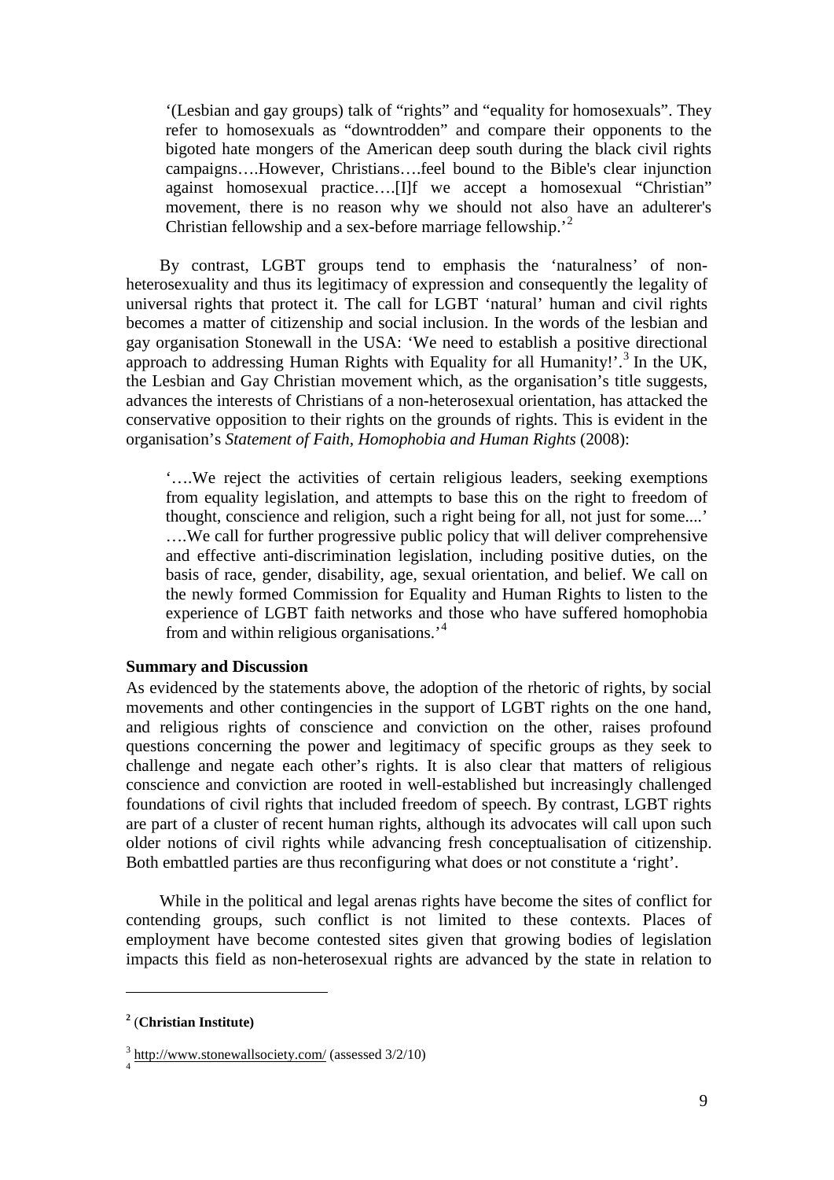> '(Lesbian and gay groups) talk of "rights" and "equality for homosexuals". They refer to homosexuals as "downtrodden" and compare their opponents to the bigoted hate mongers of the American deep south during the black civil rights campaigns….However, Christians….feel bound to the Bible's clear injunction against homosexual practice….[I]f we accept a homosexual "Christian" movement, there is no reason why we should not also have an adulterer's Christian fellowship and a sex-before marriage fellowship.'[2]

By contrast, LGBT groups tend to emphasis the 'naturalness' of non-heterosexuality and thus its legitimacy of expression and consequently the legality of universal rights that protect it. The call for LGBT 'natural' human and civil rights becomes a matter of citizenship and social inclusion. In the words of the lesbian and gay organisation Stonewall in the USA: 'We need to establish a positive directional approach to addressing Human Rights with Equality for all Humanity!'.[3] In the UK, the Lesbian and Gay Christian movement which, as the organisation's title suggests, advances the interests of Christians of a non-heterosexual orientation, has attacked the conservative opposition to their rights on the grounds of rights. This is evident in the organisation's *Statement of Faith, Homophobia and Human Rights* (2008):

> '….We reject the activities of certain religious leaders, seeking exemptions from equality legislation, and attempts to base this on the right to freedom of thought, conscience and religion, such a right being for all, not just for some....' ….We call for further progressive public policy that will deliver comprehensive and effective anti-discrimination legislation, including positive duties, on the basis of race, gender, disability, age, sexual orientation, and belief. We call on the newly formed Commission for Equality and Human Rights to listen to the experience of LGBT faith networks and those who have suffered homophobia from and within religious organisations.'[4]

**Summary and Discussion**

As evidenced by the statements above, the adoption of the rhetoric of rights, by social movements and other contingencies in the support of LGBT rights on the one hand, and religious rights of conscience and conviction on the other, raises profound questions concerning the power and legitimacy of specific groups as they seek to challenge and negate each other's rights. It is also clear that matters of religious conscience and conviction are rooted in well-established but increasingly challenged foundations of civil rights that included freedom of speech. By contrast, LGBT rights are part of a cluster of recent human rights, although its advocates will call upon such older notions of civil rights while advancing fresh conceptualisation of citizenship. Both embattled parties are thus reconfiguring what does or not constitute a 'right'.

While in the political and legal arenas rights have become the sites of conflict for contending groups, such conflict is not limited to these contexts. Places of employment have become contested sites given that growing bodies of legislation impacts this field as non-heterosexual rights are advanced by the state in relation to

---

[2] (**Christian Institute)**

[3] http://www.stonewallsociety.com/ (assessed 3/2/10)

[4]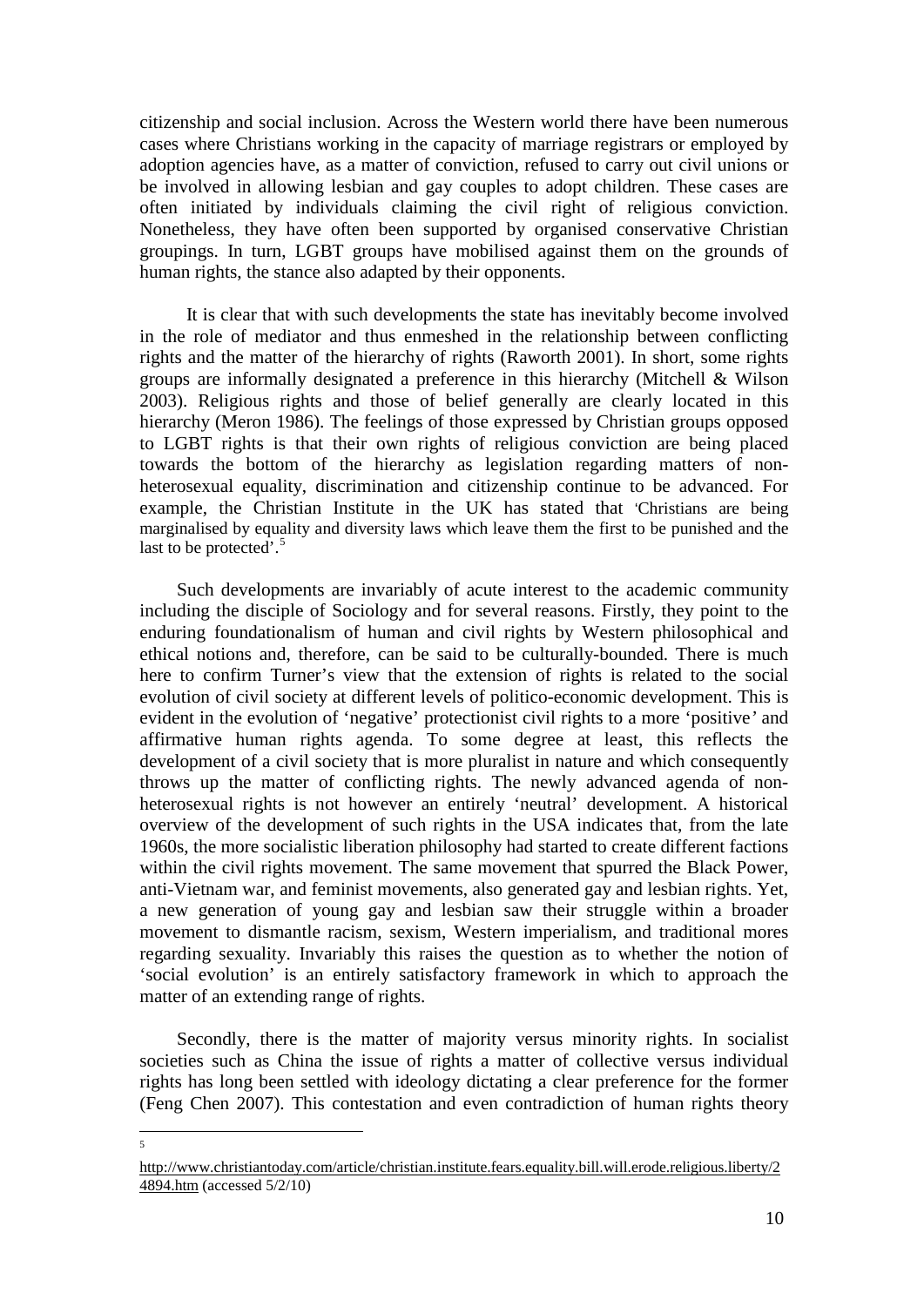citizenship and social inclusion. Across the Western world there have been numerous cases where Christians working in the capacity of marriage registrars or employed by adoption agencies have, as a matter of conviction, refused to carry out civil unions or be involved in allowing lesbian and gay couples to adopt children. These cases are often initiated by individuals claiming the civil right of religious conviction. Nonetheless, they have often been supported by organised conservative Christian groupings. In turn, LGBT groups have mobilised against them on the grounds of human rights, the stance also adapted by their opponents.

It is clear that with such developments the state has inevitably become involved in the role of mediator and thus enmeshed in the relationship between conflicting rights and the matter of the hierarchy of rights (Raworth 2001). In short, some rights groups are informally designated a preference in this hierarchy (Mitchell & Wilson 2003). Religious rights and those of belief generally are clearly located in this hierarchy (Meron 1986). The feelings of those expressed by Christian groups opposed to LGBT rights is that their own rights of religious conviction are being placed towards the bottom of the hierarchy as legislation regarding matters of non-heterosexual equality, discrimination and citizenship continue to be advanced. For example, the Christian Institute in the UK has stated that 'Christians are being marginalised by equality and diversity laws which leave them the first to be punished and the last to be protected'.[5]

Such developments are invariably of acute interest to the academic community including the disciple of Sociology and for several reasons. Firstly, they point to the enduring foundationalism of human and civil rights by Western philosophical and ethical notions and, therefore, can be said to be culturally-bounded. There is much here to confirm Turner's view that the extension of rights is related to the social evolution of civil society at different levels of politico-economic development. This is evident in the evolution of 'negative' protectionist civil rights to a more 'positive' and affirmative human rights agenda. To some degree at least, this reflects the development of a civil society that is more pluralist in nature and which consequently throws up the matter of conflicting rights. The newly advanced agenda of non-heterosexual rights is not however an entirely 'neutral' development. A historical overview of the development of such rights in the USA indicates that, from the late 1960s, the more socialistic liberation philosophy had started to create different factions within the civil rights movement. The same movement that spurred the Black Power, anti-Vietnam war, and feminist movements, also generated gay and lesbian rights. Yet, a new generation of young gay and lesbian saw their struggle within a broader movement to dismantle racism, sexism, Western imperialism, and traditional mores regarding sexuality. Invariably this raises the question as to whether the notion of 'social evolution' is an entirely satisfactory framework in which to approach the matter of an extending range of rights.

Secondly, there is the matter of majority versus minority rights. In socialist societies such as China the issue of rights a matter of collective versus individual rights has long been settled with ideology dictating a clear preference for the former (Feng Chen 2007). This contestation and even contradiction of human rights theory

---

[5] http://www.christiantoday.com/article/christian.institute.fears.equality.bill.will.erode.religious.liberty/24894.htm (accessed 5/2/10)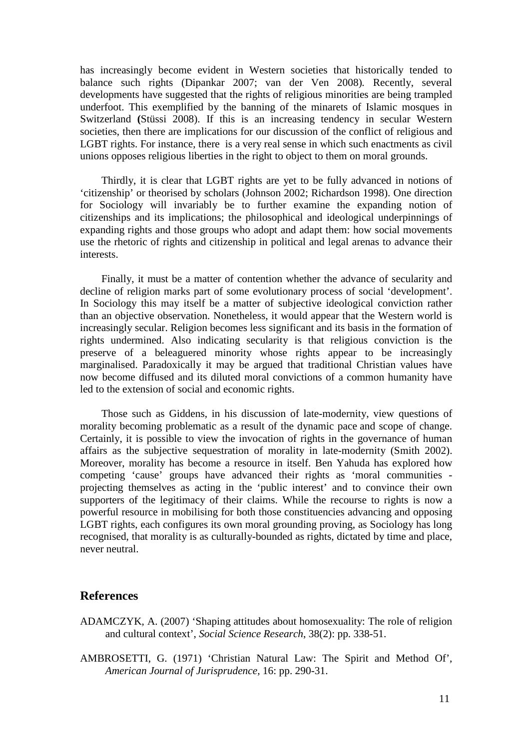has increasingly become evident in Western societies that historically tended to balance such rights (Dipankar 2007; van der Ven 2008). Recently, several developments have suggested that the rights of religious minorities are being trampled underfoot. This exemplified by the banning of the minarets of Islamic mosques in Switzerland **(**Stüssi 2008). If this is an increasing tendency in secular Western societies, then there are implications for our discussion of the conflict of religious and LGBT rights. For instance, there is a very real sense in which such enactments as civil unions opposes religious liberties in the right to object to them on moral grounds.

Thirdly, it is clear that LGBT rights are yet to be fully advanced in notions of 'citizenship' or theorised by scholars (Johnson 2002; Richardson 1998). One direction for Sociology will invariably be to further examine the expanding notion of citizenships and its implications; the philosophical and ideological underpinnings of expanding rights and those groups who adopt and adapt them: how social movements use the rhetoric of rights and citizenship in political and legal arenas to advance their interests.

Finally, it must be a matter of contention whether the advance of secularity and decline of religion marks part of some evolutionary process of social 'development'. In Sociology this may itself be a matter of subjective ideological conviction rather than an objective observation. Nonetheless, it would appear that the Western world is increasingly secular. Religion becomes less significant and its basis in the formation of rights undermined. Also indicating secularity is that religious conviction is the preserve of a beleaguered minority whose rights appear to be increasingly marginalised. Paradoxically it may be argued that traditional Christian values have now become diffused and its diluted moral convictions of a common humanity have led to the extension of social and economic rights.

Those such as Giddens, in his discussion of late-modernity, view questions of morality becoming problematic as a result of the dynamic pace and scope of change. Certainly, it is possible to view the invocation of rights in the governance of human affairs as the subjective sequestration of morality in late-modernity (Smith 2002). Moreover, morality has become a resource in itself. Ben Yahuda has explored how competing 'cause' groups have advanced their rights as 'moral communities - projecting themselves as acting in the 'public interest' and to convince their own supporters of the legitimacy of their claims. While the recourse to rights is now a powerful resource in mobilising for both those constituencies advancing and opposing LGBT rights, each configures its own moral grounding proving, as Sociology has long recognised, that morality is as culturally-bounded as rights, dictated by time and place, never neutral.

## References

ADAMCZYK, A. (2007) 'Shaping attitudes about homosexuality: The role of religion and cultural context', *Social Science Research*, 38(2): pp. 338-51.

AMBROSETTI, G. (1971) 'Christian Natural Law: The Spirit and Method Of', *American Journal of Jurisprudence*, 16: pp. 290-31.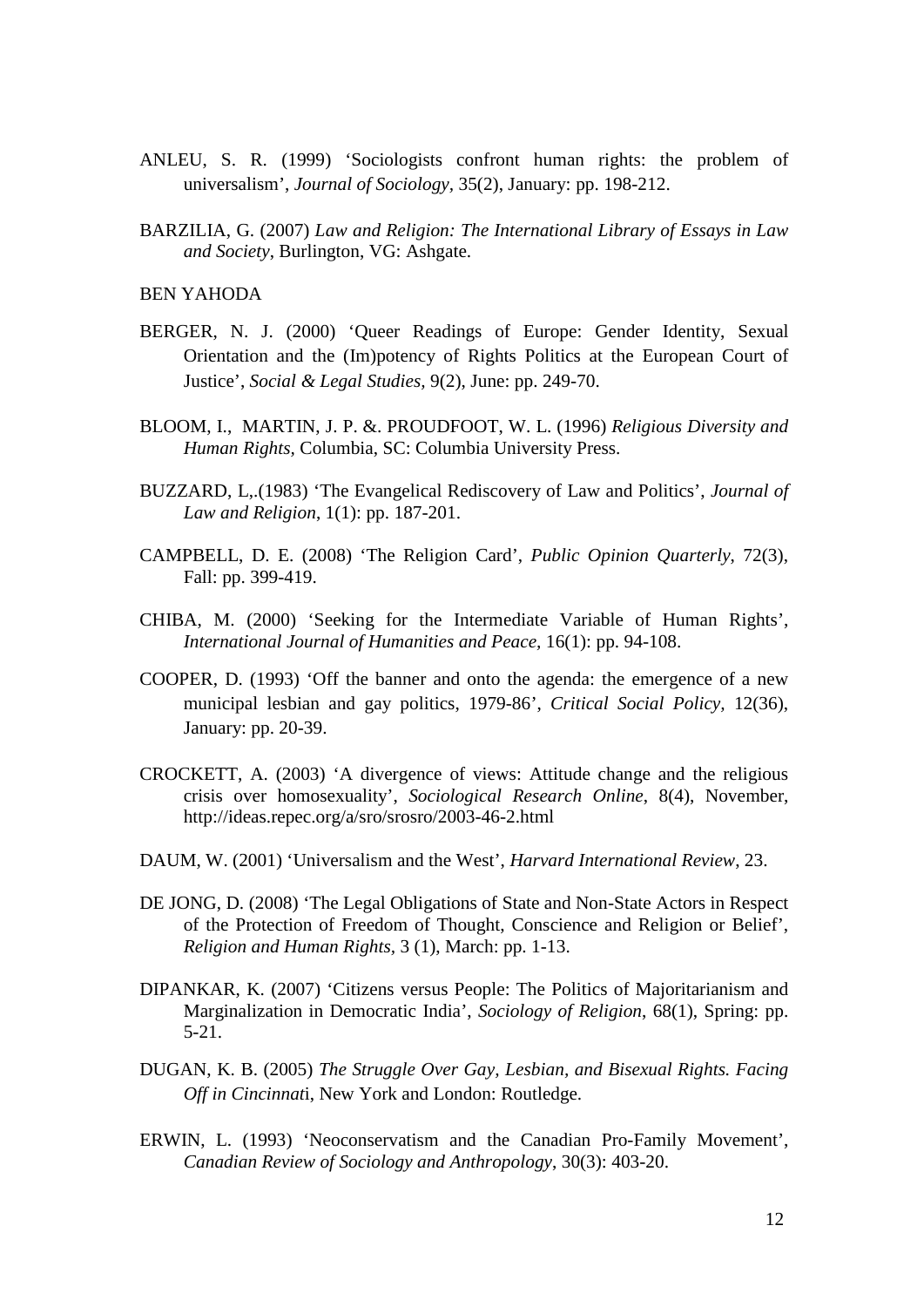ANLEU, S. R. (1999) 'Sociologists confront human rights: the problem of universalism', *Journal of Sociology*, 35(2), January: pp. 198-212.

BARZILIA, G. (2007) *Law and Religion: The International Library of Essays in Law and Society*, Burlington, VG: Ashgate.

BEN YAHODA

BERGER, N. J. (2000) 'Queer Readings of Europe: Gender Identity, Sexual Orientation and the (Im)potency of Rights Politics at the European Court of Justice', *Social & Legal Studies,* 9(2), June: pp. 249-70.

BLOOM, I., MARTIN, J. P. &. PROUDFOOT, W. L. (1996) *Religious Diversity and Human Rights,* Columbia, SC: Columbia University Press.

BUZZARD, L,.(1983) 'The Evangelical Rediscovery of Law and Politics', *Journal of Law and Religion*, 1(1): pp. 187-201.

CAMPBELL, D. E. (2008) 'The Religion Card', *Public Opinion Quarterly*, 72(3), Fall: pp. 399-419.

CHIBA, M. (2000) 'Seeking for the Intermediate Variable of Human Rights', *International Journal of Humanities and Peace*, 16(1): pp. 94-108.

COOPER, D. (1993) 'Off the banner and onto the agenda: the emergence of a new municipal lesbian and gay politics, 1979-86', *Critical Social Policy,* 12(36), January: pp. 20-39.

CROCKETT, A. (2003) 'A divergence of views: Attitude change and the religious crisis over homosexuality', *Sociological Research Online*, 8(4), November, http://ideas.repec.org/a/sro/srosro/2003-46-2.html

DAUM, W. (2001) 'Universalism and the West', *Harvard International Review*, 23.

DE JONG, D. (2008) 'The Legal Obligations of State and Non-State Actors in Respect of the Protection of Freedom of Thought, Conscience and Religion or Belief', *Religion and Human Rights*, 3 (1), March: pp. 1-13.

DIPANKAR, K. (2007) 'Citizens versus People: The Politics of Majoritarianism and Marginalization in Democratic India', *Sociology of Religion*, 68(1), Spring: pp. 5-21.

DUGAN, K. B. (2005) *The Struggle Over Gay, Lesbian, and Bisexual Rights. Facing Off in Cincinnat*i, New York and London: Routledge.

ERWIN, L. (1993) 'Neoconservatism and the Canadian Pro-Family Movement', *Canadian Review of Sociology and Anthropology*, 30(3): 403-20.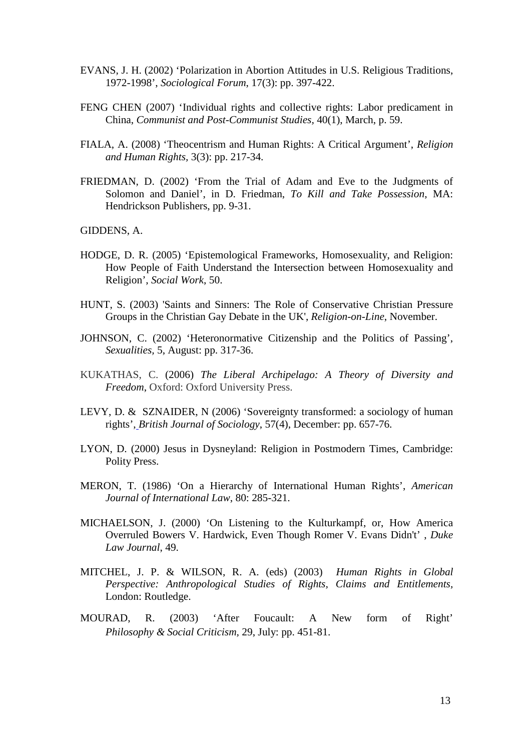EVANS, J. H. (2002) 'Polarization in Abortion Attitudes in U.S. Religious Traditions, 1972-1998', *Sociological Forum*, 17(3): pp. 397-422.

FENG CHEN (2007) 'Individual rights and collective rights: Labor predicament in China, *Communist and Post-Communist Studies*, 40(1), March, p. 59.

FIALA, A. (2008) 'Theocentrism and Human Rights: A Critical Argument', *Religion and Human Rights*, 3(3): pp. 217-34.

FRIEDMAN, D. (2002) 'From the Trial of Adam and Eve to the Judgments of Solomon and Daniel', in D. Friedman, *To Kill and Take Possession*, MA: Hendrickson Publishers, pp. 9-31.

GIDDENS, A.

HODGE, D. R. (2005) 'Epistemological Frameworks, Homosexuality, and Religion: How People of Faith Understand the Intersection between Homosexuality and Religion', *Social Work*, 50.

HUNT, S. (2003) 'Saints and Sinners: The Role of Conservative Christian Pressure Groups in the Christian Gay Debate in the UK', *Religion-on-Line*, November.

JOHNSON, C. (2002) 'Heteronormative Citizenship and the Politics of Passing', *Sexualities*, 5, August: pp. 317-36.

KUKATHAS, C. (2006) *The Liberal Archipelago: A Theory of Diversity and Freedom*, Oxford: Oxford University Press.

LEVY, D. & SZNAIDER, N (2006) 'Sovereignty transformed: a sociology of human rights', *British Journal of Sociology*, 57(4), December: pp. 657-76.

LYON, D. (2000) Jesus in Dysneyland: Religion in Postmodern Times, Cambridge: Polity Press.

MERON, T. (1986) 'On a Hierarchy of International Human Rights', *American Journal of International Law*, 80: 285-321.

MICHAELSON, J. (2000) 'On Listening to the Kulturkampf, or, How America Overruled Bowers V. Hardwick, Even Though Romer V. Evans Didn't' , *Duke Law Journal*, 49.

MITCHEL, J. P. & WILSON, R. A. (eds) (2003) *Human Rights in Global Perspective: Anthropological Studies of Rights, Claims and Entitlements*, London: Routledge.

MOURAD, R. (2003) 'After Foucault: A New form of Right' *Philosophy & Social Criticism*, 29, July: pp. 451-81.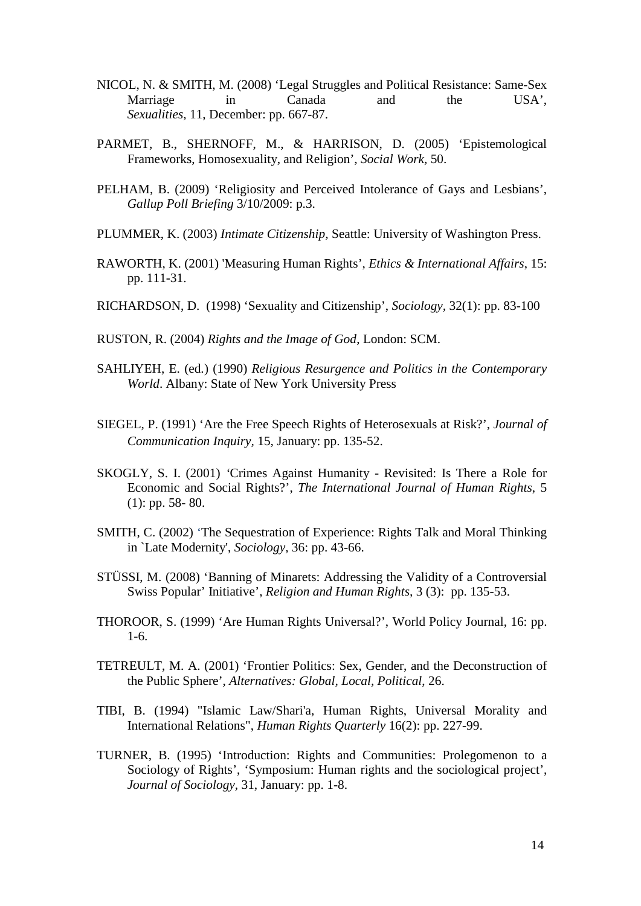NICOL, N. & SMITH, M. (2008) 'Legal Struggles and Political Resistance: Same-Sex Marriage in Canada and the USA', *Sexualities*, 11, December: pp. 667-87.

PARMET, B., SHERNOFF, M., & HARRISON, D. (2005) 'Epistemological Frameworks, Homosexuality, and Religion', *Social Work*, 50.

PELHAM, B. (2009) 'Religiosity and Perceived Intolerance of Gays and Lesbians', *Gallup Poll Briefing* 3/10/2009: p.3.

PLUMMER, K. (2003) *Intimate Citizenship,* Seattle: University of Washington Press.

RAWORTH, K. (2001) 'Measuring Human Rights', *Ethics & International Affairs*, 15: pp. 111-31.

RICHARDSON, D. (1998) 'Sexuality and Citizenship', *Sociology,* 32(1): pp. 83-100

RUSTON, R. (2004) *Rights and the Image of God,* London: SCM.

SAHLIYEH, E. (ed.) (1990) *Religious Resurgence and Politics in the Contemporary World*. Albany: State of New York University Press

SIEGEL, P. (1991) 'Are the Free Speech Rights of Heterosexuals at Risk?', *Journal of Communication Inquiry,* 15, January: pp. 135-52.

SKOGLY, S. I. (2001) 'Crimes Against Humanity - Revisited: Is There a Role for Economic and Social Rights?', *The International Journal of Human Rights*, 5 (1): pp. 58- 80.

SMITH, C. (2002) 'The Sequestration of Experience: Rights Talk and Moral Thinking in `Late Modernity', *Sociology,* 36: pp. 43-66.

STÜSSI, M. (2008) 'Banning of Minarets: Addressing the Validity of a Controversial Swiss Popular' Initiative', *Religion and Human Rights,* 3 (3): pp. 135-53.

THOROOR, S. (1999) 'Are Human Rights Universal?', World Policy Journal, 16: pp. 1-6.

TETREULT, M. A. (2001) 'Frontier Politics: Sex, Gender, and the Deconstruction of the Public Sphere', *Alternatives: Global, Local, Political*, 26.

TIBI, B. (1994) "Islamic Law/Shari'a, Human Rights, Universal Morality and International Relations", *Human Rights Quarterly* 16(2): pp. 227-99.

TURNER, B. (1995) 'Introduction: Rights and Communities: Prolegomenon to a Sociology of Rights', 'Symposium: Human rights and the sociological project', *Journal of Sociology*, 31, January: pp. 1-8.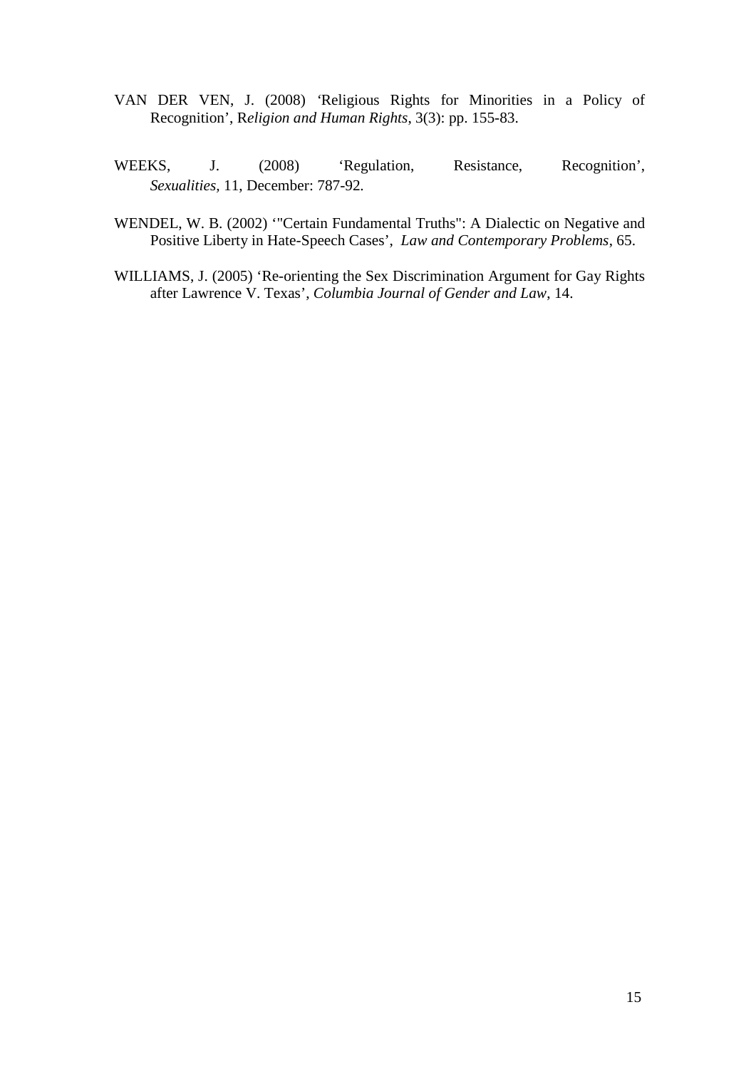VAN DER VEN, J. (2008) 'Religious Rights for Minorities in a Policy of Recognition', R*eligion and Human Rights*, 3(3): pp. 155-83.

WEEKS, J. (2008) 'Regulation, Resistance, Recognition', *Sexualities*, 11, December: 787-92.

WENDEL, W. B. (2002) '"Certain Fundamental Truths": A Dialectic on Negative and Positive Liberty in Hate-Speech Cases', *Law and Contemporary Problems*, 65.

WILLIAMS, J. (2005) 'Re-orienting the Sex Discrimination Argument for Gay Rights after Lawrence V. Texas', *Columbia Journal of Gender and Law*, 14.